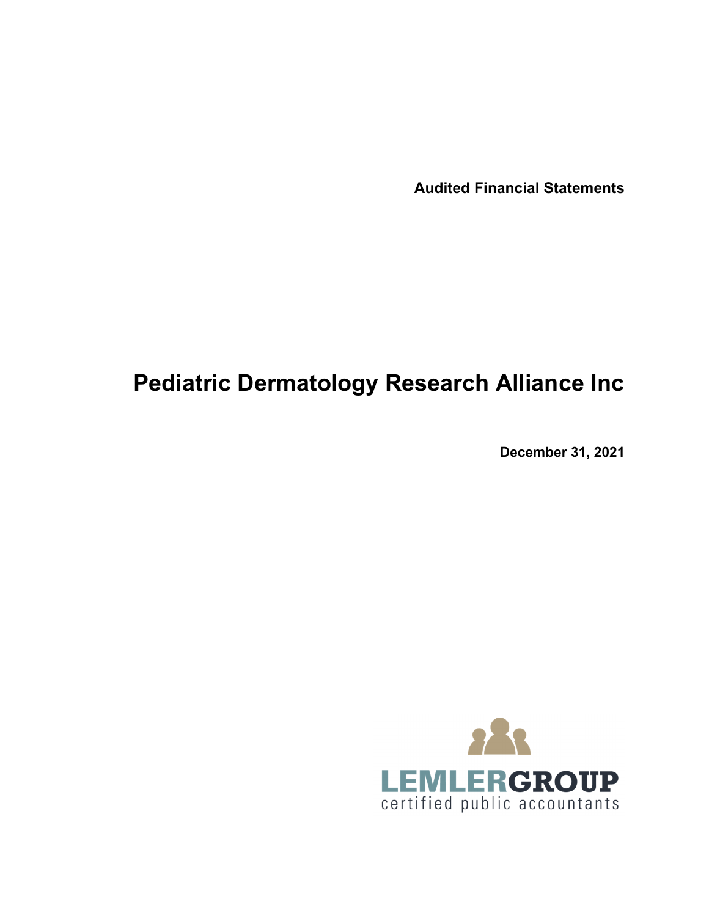**Audited Financial Statements**

# Pediatric Dermatology Research Alliance Inc

**December 31, 2021**

LEMLERGROUP
certified public accountants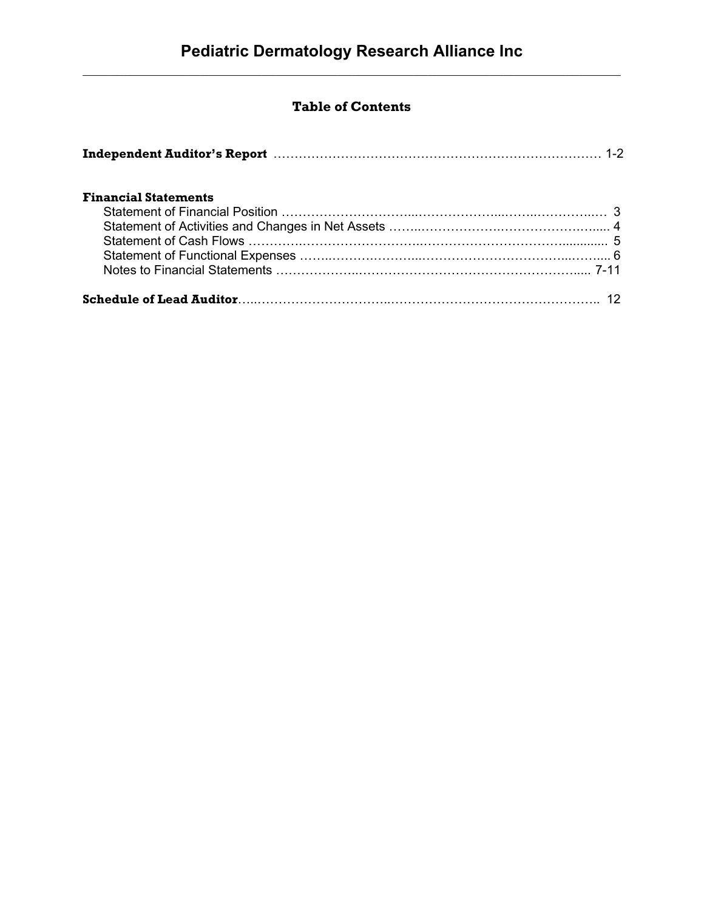# Pediatric Dermatology Research Alliance Inc

## Table of Contents

| | |
|---|---|
| **Independent Auditor's Report** | 1-2 |
| | |
| **Financial Statements** | |
| Statement of Financial Position | 3 |
| Statement of Activities and Changes in Net Assets | 4 |
| Statement of Cash Flows | 5 |
| Statement of Functional Expenses | 6 |
| Notes to Financial Statements | 7-11 |
| | |
| **Schedule of Lead Auditor** | 12 |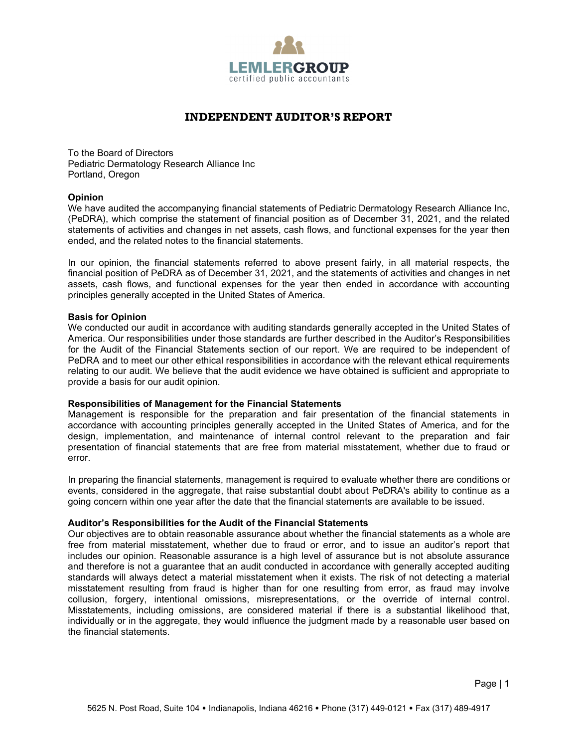LEMLERGROUP
certified public accountants

# INDEPENDENT AUDITOR'S REPORT

To the Board of Directors
Pediatric Dermatology Research Alliance Inc
Portland, Oregon

**Opinion**

We have audited the accompanying financial statements of Pediatric Dermatology Research Alliance Inc, (PeDRA), which comprise the statement of financial position as of December 31, 2021, and the related statements of activities and changes in net assets, cash flows, and functional expenses for the year then ended, and the related notes to the financial statements.

In our opinion, the financial statements referred to above present fairly, in all material respects, the financial position of PeDRA as of December 31, 2021, and the statements of activities and changes in net assets, cash flows, and functional expenses for the year then ended in accordance with accounting principles generally accepted in the United States of America.

**Basis for Opinion**

We conducted our audit in accordance with auditing standards generally accepted in the United States of America. Our responsibilities under those standards are further described in the Auditor's Responsibilities for the Audit of the Financial Statements section of our report. We are required to be independent of PeDRA and to meet our other ethical responsibilities in accordance with the relevant ethical requirements relating to our audit. We believe that the audit evidence we have obtained is sufficient and appropriate to provide a basis for our audit opinion.

**Responsibilities of Management for the Financial Statements**

Management is responsible for the preparation and fair presentation of the financial statements in accordance with accounting principles generally accepted in the United States of America, and for the design, implementation, and maintenance of internal control relevant to the preparation and fair presentation of financial statements that are free from material misstatement, whether due to fraud or error.

In preparing the financial statements, management is required to evaluate whether there are conditions or events, considered in the aggregate, that raise substantial doubt about PeDRA's ability to continue as a going concern within one year after the date that the financial statements are available to be issued.

**Auditor's Responsibilities for the Audit of the Financial Statements**

Our objectives are to obtain reasonable assurance about whether the financial statements as a whole are free from material misstatement, whether due to fraud or error, and to issue an auditor's report that includes our opinion. Reasonable assurance is a high level of assurance but is not absolute assurance and therefore is not a guarantee that an audit conducted in accordance with generally accepted auditing standards will always detect a material misstatement when it exists. The risk of not detecting a material misstatement resulting from fraud is higher than for one resulting from error, as fraud may involve collusion, forgery, intentional omissions, misrepresentations, or the override of internal control. Misstatements, including omissions, are considered material if there is a substantial likelihood that, individually or in the aggregate, they would influence the judgment made by a reasonable user based on the financial statements.

5625 N. Post Road, Suite 104 • Indianapolis, Indiana 46216 • Phone (317) 449-0121 • Fax (317) 489-4917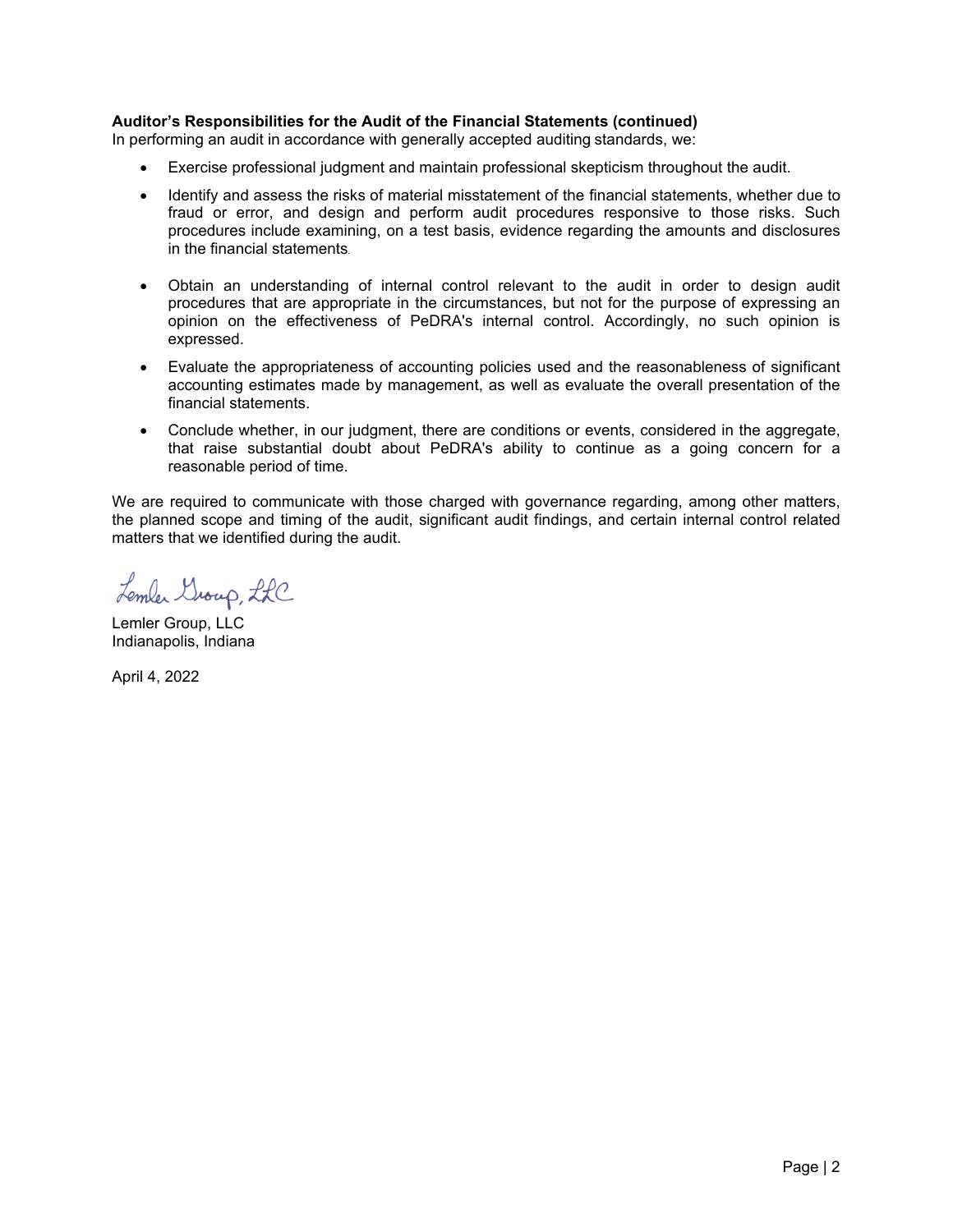**Auditor's Responsibilities for the Audit of the Financial Statements (continued)**
In performing an audit in accordance with generally accepted auditing standards, we:

- Exercise professional judgment and maintain professional skepticism throughout the audit.
- Identify and assess the risks of material misstatement of the financial statements, whether due to fraud or error, and design and perform audit procedures responsive to those risks. Such procedures include examining, on a test basis, evidence regarding the amounts and disclosures in the financial statements.
- Obtain an understanding of internal control relevant to the audit in order to design audit procedures that are appropriate in the circumstances, but not for the purpose of expressing an opinion on the effectiveness of PeDRA's internal control. Accordingly, no such opinion is expressed.
- Evaluate the appropriateness of accounting policies used and the reasonableness of significant accounting estimates made by management, as well as evaluate the overall presentation of the financial statements.
- Conclude whether, in our judgment, there are conditions or events, considered in the aggregate, that raise substantial doubt about PeDRA's ability to continue as a going concern for a reasonable period of time.

We are required to communicate with those charged with governance regarding, among other matters, the planned scope and timing of the audit, significant audit findings, and certain internal control related matters that we identified during the audit.

*Lemler Group, LLC*

Lemler Group, LLC
Indianapolis, Indiana

April 4, 2022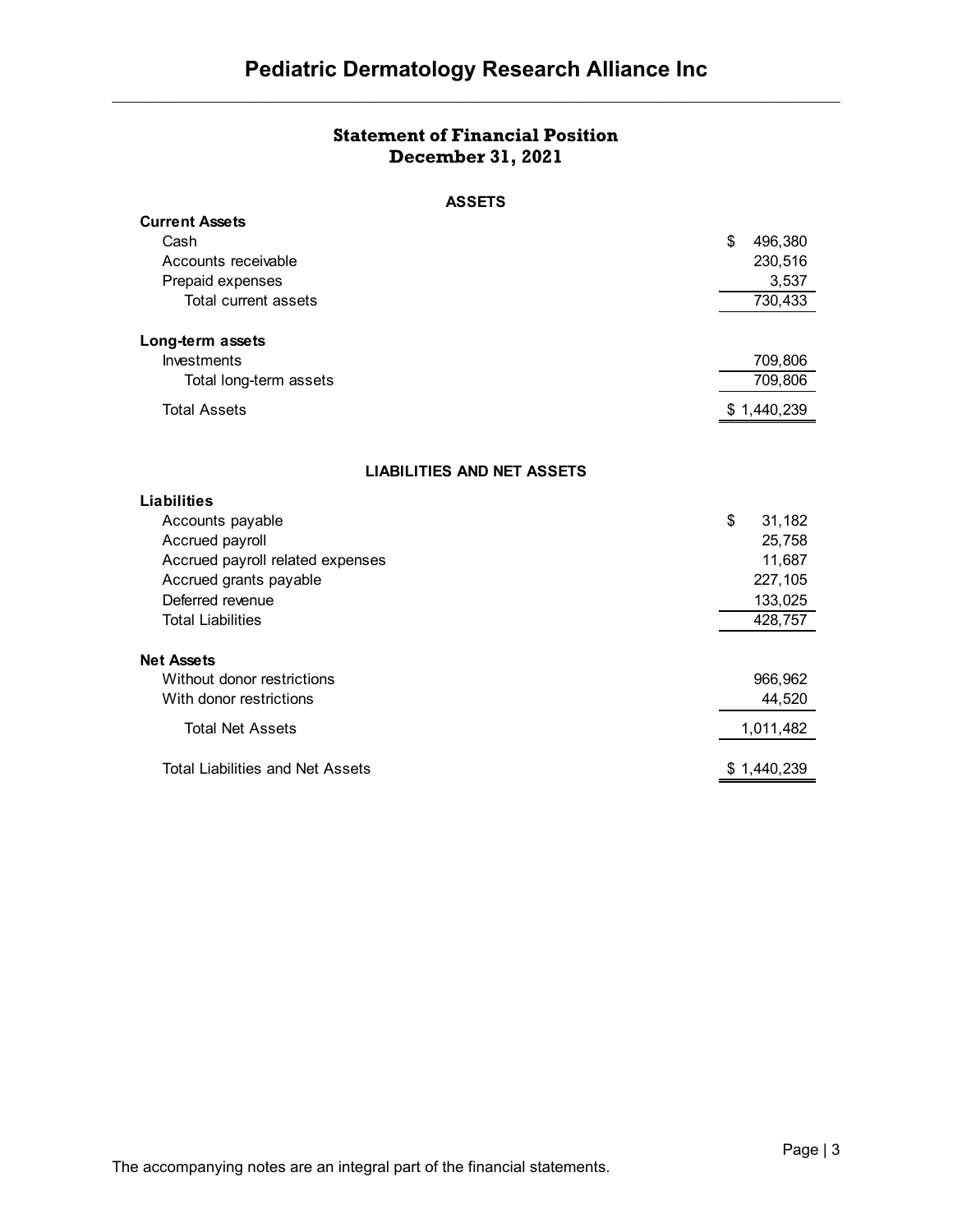# Pediatric Dermatology Research Alliance Inc

## Statement of Financial Position
## December 31, 2021

| ASSETS | |
|---|---|
| **Current Assets** | |
| Cash | $ 496,380 |
| Accounts receivable | 230,516 |
| Prepaid expenses | 3,537 |
| Total current assets | 730,433 |
| | |
| **Long-term assets** | |
| Investments | 709,806 |
| Total long-term assets | 709,806 |
| Total Assets | $ 1,440,239 |

| LIABILITIES AND NET ASSETS | |
|---|---|
| **Liabilities** | |
| Accounts payable | $ 31,182 |
| Accrued payroll | 25,758 |
| Accrued payroll related expenses | 11,687 |
| Accrued grants payable | 227,105 |
| Deferred revenue | 133,025 |
| Total Liabilities | 428,757 |
| | |
| **Net Assets** | |
| Without donor restrictions | 966,962 |
| With donor restrictions | 44,520 |
| Total Net Assets | 1,011,482 |
| | |
| Total Liabilities and Net Assets | $ 1,440,239 |

The accompanying notes are an integral part of the financial statements.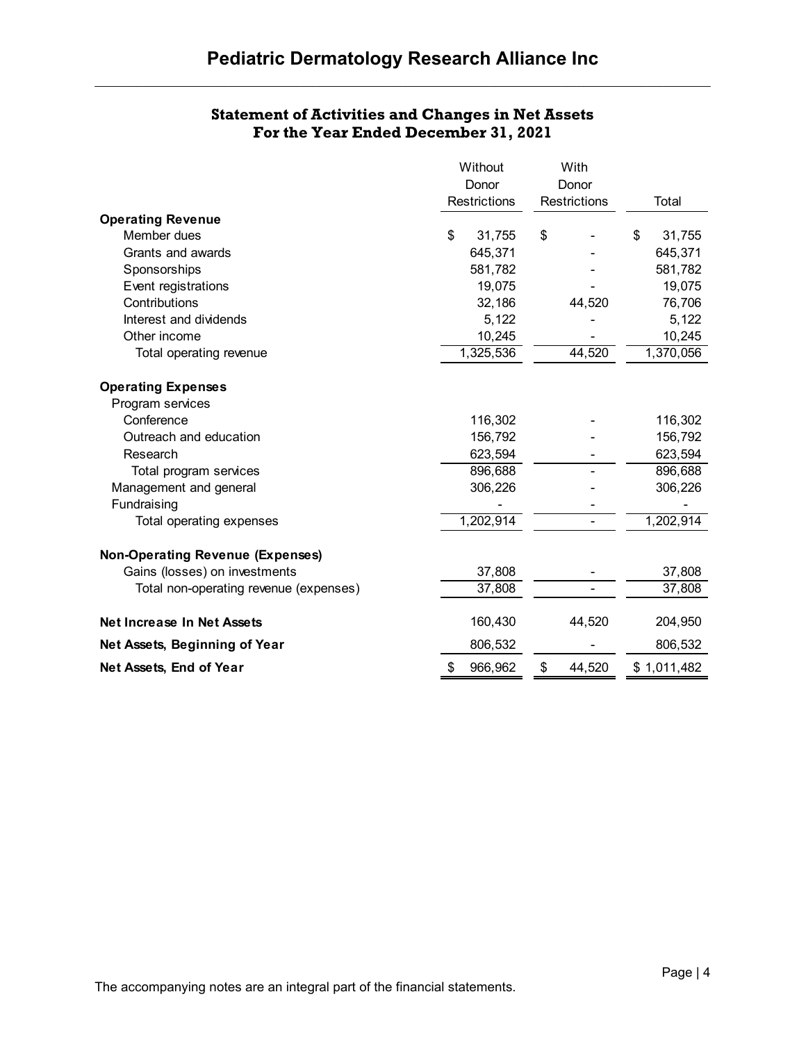# Pediatric Dermatology Research Alliance Inc

## Statement of Activities and Changes in Net Assets
## For the Year Ended December 31, 2021

| | Without Donor Restrictions | With Donor Restrictions | Total |
|---|---|---|---|
| **Operating Revenue** | | | |
| Member dues | $ 31,755 | $ - | $ 31,755 |
| Grants and awards | 645,371 | - | 645,371 |
| Sponsorships | 581,782 | - | 581,782 |
| Event registrations | 19,075 | - | 19,075 |
| Contributions | 32,186 | 44,520 | 76,706 |
| Interest and dividends | 5,122 | - | 5,122 |
| Other income | 10,245 | - | 10,245 |
| Total operating revenue | 1,325,536 | 44,520 | 1,370,056 |
| **Operating Expenses** | | | |
| Program services | | | |
| Conference | 116,302 | - | 116,302 |
| Outreach and education | 156,792 | - | 156,792 |
| Research | 623,594 | - | 623,594 |
| Total program services | 896,688 | - | 896,688 |
| Management and general | 306,226 | - | 306,226 |
| Fundraising | - | - | - |
| Total operating expenses | 1,202,914 | - | 1,202,914 |
| **Non-Operating Revenue (Expenses)** | | | |
| Gains (losses) on investments | 37,808 | - | 37,808 |
| Total non-operating revenue (expenses) | 37,808 | - | 37,808 |
| **Net Increase In Net Assets** | 160,430 | 44,520 | 204,950 |
| **Net Assets, Beginning of Year** | 806,532 | - | 806,532 |
| **Net Assets, End of Year** | $ 966,962 | $ 44,520 | $ 1,011,482 |

The accompanying notes are an integral part of the financial statements.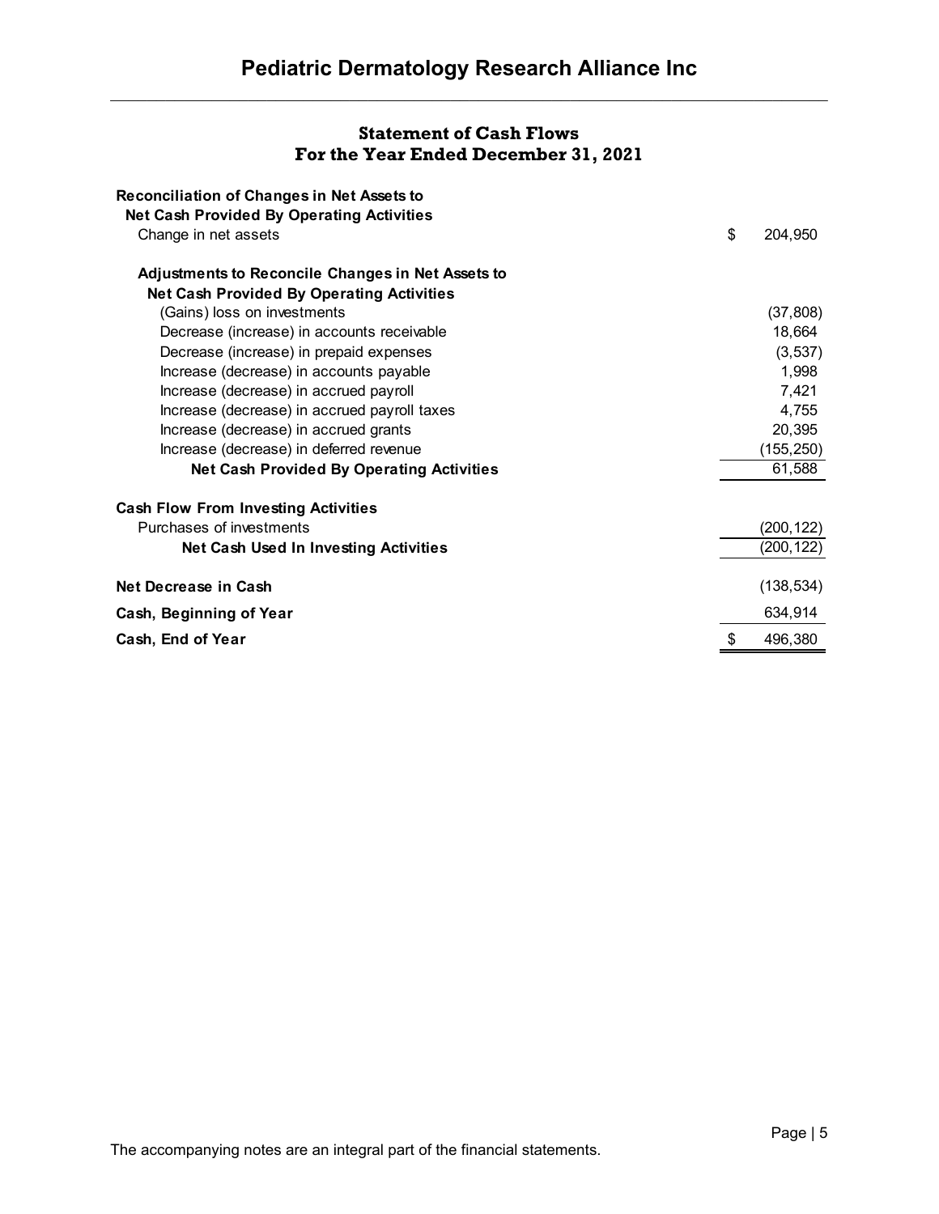# Pediatric Dermatology Research Alliance Inc

## Statement of Cash Flows
## For the Year Ended December 31, 2021

| | |
|---|---|
| **Reconciliation of Changes in Net Assets to Net Cash Provided By Operating Activities** | |
| Change in net assets | $ 204,950 |
| **Adjustments to Reconcile Changes in Net Assets to Net Cash Provided By Operating Activities** | |
| (Gains) loss on investments | (37,808) |
| Decrease (increase) in accounts receivable | 18,664 |
| Decrease (increase) in prepaid expenses | (3,537) |
| Increase (decrease) in accounts payable | 1,998 |
| Increase (decrease) in accrued payroll | 7,421 |
| Increase (decrease) in accrued payroll taxes | 4,755 |
| Increase (decrease) in accrued grants | 20,395 |
| Increase (decrease) in deferred revenue | (155,250) |
| **Net Cash Provided By Operating Activities** | 61,588 |
| **Cash Flow From Investing Activities** | |
| Purchases of investments | (200,122) |
| **Net Cash Used In Investing Activities** | (200,122) |
| **Net Decrease in Cash** | (138,534) |
| **Cash, Beginning of Year** | 634,914 |
| **Cash, End of Year** | $ 496,380 |

The accompanying notes are an integral part of the financial statements.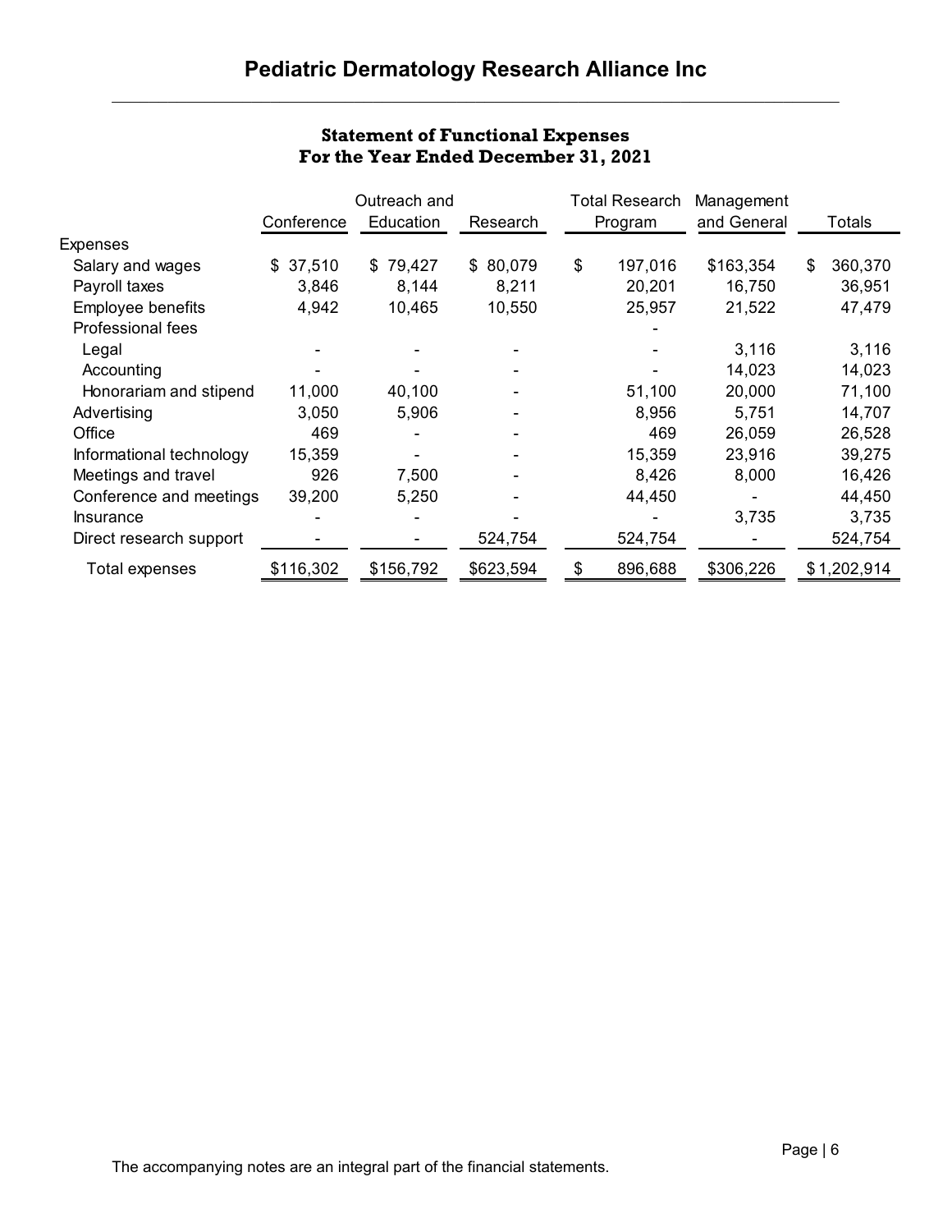# Pediatric Dermatology Research Alliance Inc

## Statement of Functional Expenses
## For the Year Ended December 31, 2021

| | Conference | Outreach and Education | Research | Total Research Program | Management and General | Totals |
|---|---|---|---|---|---|---|
| Expenses | | | | | | |
| Salary and wages | $ 37,510 | $ 79,427 | $ 80,079 | $ 197,016 | $163,354 | $ 360,370 |
| Payroll taxes | 3,846 | 8,144 | 8,211 | 20,201 | 16,750 | 36,951 |
| Employee benefits | 4,942 | 10,465 | 10,550 | 25,957 | 21,522 | 47,479 |
| Professional fees | | | | - | | |
| Legal | - | - | - | - | 3,116 | 3,116 |
| Accounting | - | - | - | - | 14,023 | 14,023 |
| Honorariam and stipend | 11,000 | 40,100 | - | 51,100 | 20,000 | 71,100 |
| Advertising | 3,050 | 5,906 | - | 8,956 | 5,751 | 14,707 |
| Office | 469 | - | - | 469 | 26,059 | 26,528 |
| Informational technology | 15,359 | - | - | 15,359 | 23,916 | 39,275 |
| Meetings and travel | 926 | 7,500 | - | 8,426 | 8,000 | 16,426 |
| Conference and meetings | 39,200 | 5,250 | - | 44,450 | - | 44,450 |
| Insurance | - | - | - | - | 3,735 | 3,735 |
| Direct research support | - | - | 524,754 | 524,754 | - | 524,754 |
| Total expenses | $116,302 | $156,792 | $623,594 | $ 896,688 | $306,226 | $1,202,914 |

The accompanying notes are an integral part of the financial statements.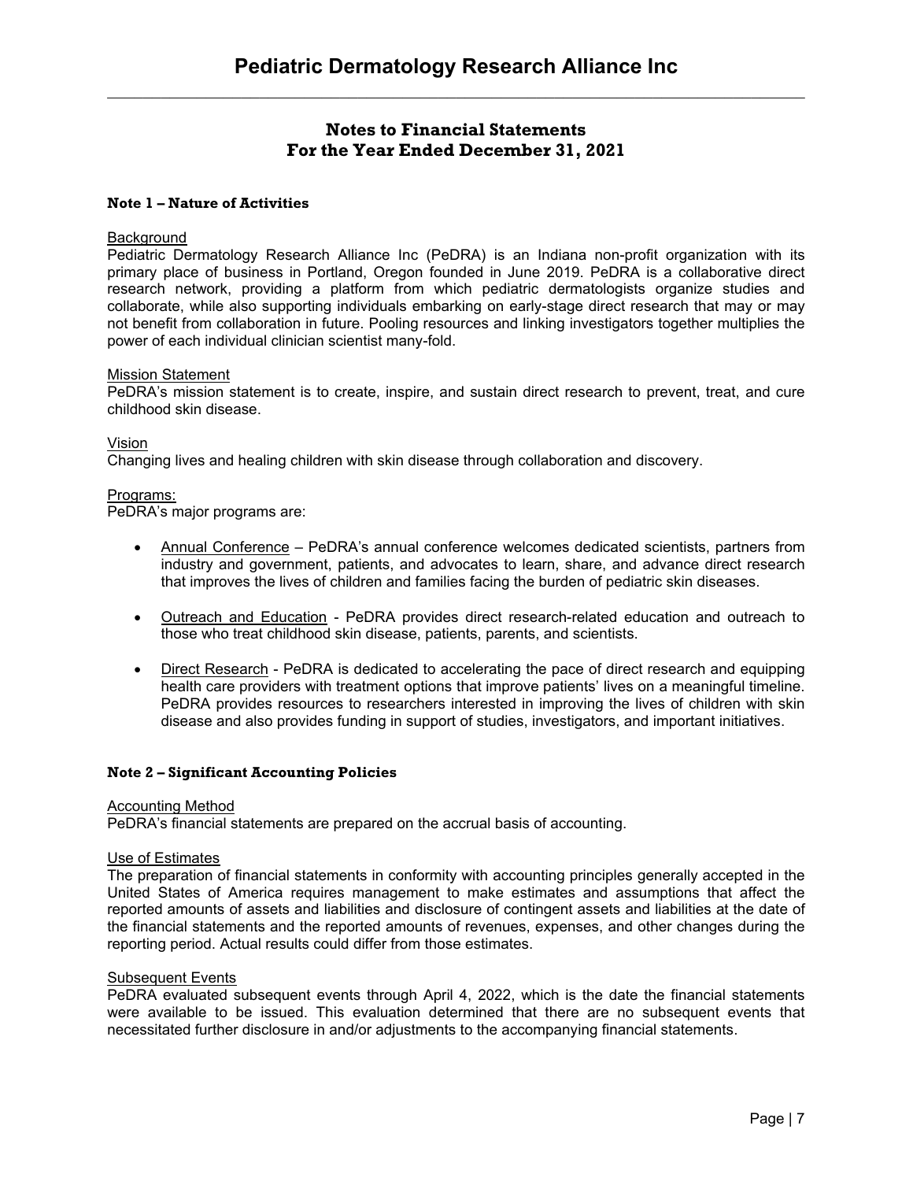# Notes to Financial Statements
## For the Year Ended December 31, 2021

### Note 1 – Nature of Activities

Background

Pediatric Dermatology Research Alliance Inc (PeDRA) is an Indiana non-profit organization with its primary place of business in Portland, Oregon founded in June 2019. PeDRA is a collaborative direct research network, providing a platform from which pediatric dermatologists organize studies and collaborate, while also supporting individuals embarking on early-stage direct research that may or may not benefit from collaboration in future. Pooling resources and linking investigators together multiplies the power of each individual clinician scientist many-fold.

Mission Statement

PeDRA's mission statement is to create, inspire, and sustain direct research to prevent, treat, and cure childhood skin disease.

Vision

Changing lives and healing children with skin disease through collaboration and discovery.

Programs:

PeDRA's major programs are:

- Annual Conference – PeDRA's annual conference welcomes dedicated scientists, partners from industry and government, patients, and advocates to learn, share, and advance direct research that improves the lives of children and families facing the burden of pediatric skin diseases.

- Outreach and Education - PeDRA provides direct research-related education and outreach to those who treat childhood skin disease, patients, parents, and scientists.

- Direct Research - PeDRA is dedicated to accelerating the pace of direct research and equipping health care providers with treatment options that improve patients' lives on a meaningful timeline. PeDRA provides resources to researchers interested in improving the lives of children with skin disease and also provides funding in support of studies, investigators, and important initiatives.

### Note 2 – Significant Accounting Policies

Accounting Method

PeDRA's financial statements are prepared on the accrual basis of accounting.

Use of Estimates

The preparation of financial statements in conformity with accounting principles generally accepted in the United States of America requires management to make estimates and assumptions that affect the reported amounts of assets and liabilities and disclosure of contingent assets and liabilities at the date of the financial statements and the reported amounts of revenues, expenses, and other changes during the reporting period. Actual results could differ from those estimates.

Subsequent Events

PeDRA evaluated subsequent events through April 4, 2022, which is the date the financial statements were available to be issued. This evaluation determined that there are no subsequent events that necessitated further disclosure in and/or adjustments to the accompanying financial statements.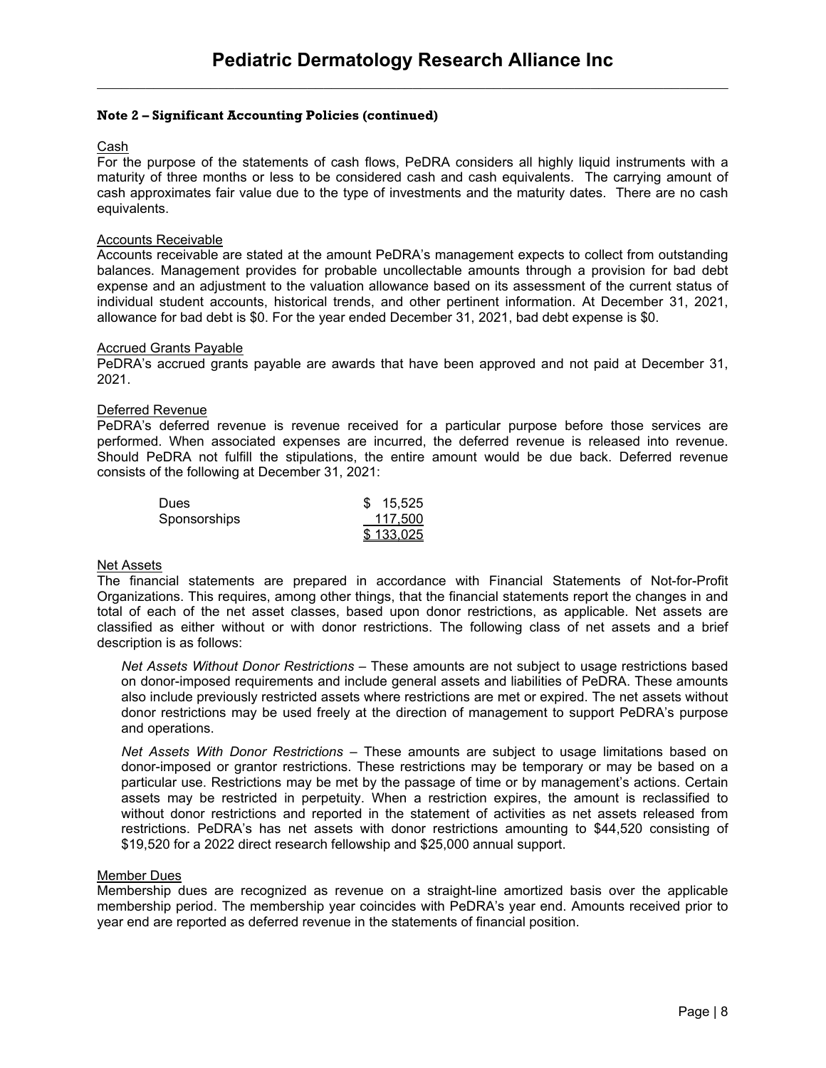**Note 2 – Significant Accounting Policies (continued)**

Cash
For the purpose of the statements of cash flows, PeDRA considers all highly liquid instruments with a maturity of three months or less to be considered cash and cash equivalents. The carrying amount of cash approximates fair value due to the type of investments and the maturity dates. There are no cash equivalents.

Accounts Receivable
Accounts receivable are stated at the amount PeDRA's management expects to collect from outstanding balances. Management provides for probable uncollectable amounts through a provision for bad debt expense and an adjustment to the valuation allowance based on its assessment of the current status of individual student accounts, historical trends, and other pertinent information. At December 31, 2021, allowance for bad debt is $0. For the year ended December 31, 2021, bad debt expense is $0.

Accrued Grants Payable
PeDRA's accrued grants payable are awards that have been approved and not paid at December 31, 2021.

Deferred Revenue
PeDRA's deferred revenue is revenue received for a particular purpose before those services are performed. When associated expenses are incurred, the deferred revenue is released into revenue. Should PeDRA not fulfill the stipulations, the entire amount would be due back. Deferred revenue consists of the following at December 31, 2021:

| | |
|---|---|
| Dues | $ 15,525 |
| Sponsorships | 117,500 |
| | $ 133,025 |

Net Assets
The financial statements are prepared in accordance with Financial Statements of Not-for-Profit Organizations. This requires, among other things, that the financial statements report the changes in and total of each of the net asset classes, based upon donor restrictions, as applicable. Net assets are classified as either without or with donor restrictions. The following class of net assets and a brief description is as follows:

*Net Assets Without Donor Restrictions* – These amounts are not subject to usage restrictions based on donor-imposed requirements and include general assets and liabilities of PeDRA. These amounts also include previously restricted assets where restrictions are met or expired. The net assets without donor restrictions may be used freely at the direction of management to support PeDRA's purpose and operations.

*Net Assets With Donor Restrictions* – These amounts are subject to usage limitations based on donor-imposed or grantor restrictions. These restrictions may be temporary or may be based on a particular use. Restrictions may be met by the passage of time or by management's actions. Certain assets may be restricted in perpetuity. When a restriction expires, the amount is reclassified to without donor restrictions and reported in the statement of activities as net assets released from restrictions. PeDRA's has net assets with donor restrictions amounting to $44,520 consisting of $19,520 for a 2022 direct research fellowship and $25,000 annual support.

Member Dues
Membership dues are recognized as revenue on a straight-line amortized basis over the applicable membership period. The membership year coincides with PeDRA's year end. Amounts received prior to year end are reported as deferred revenue in the statements of financial position.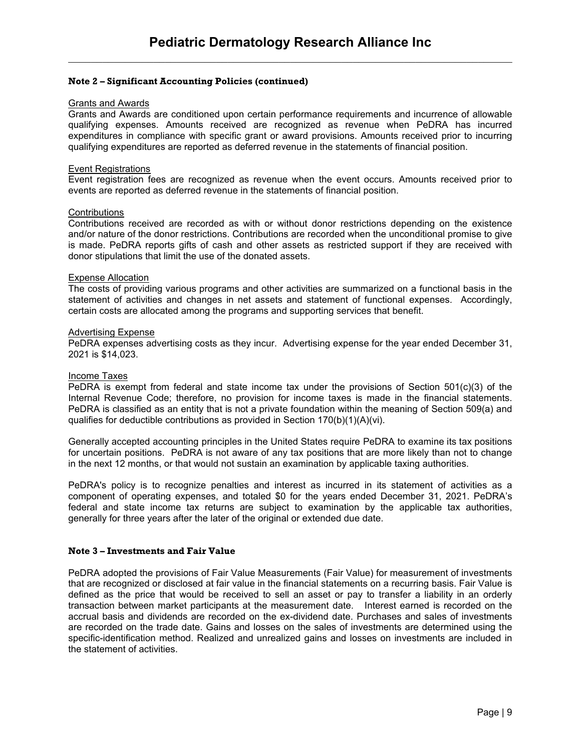### Note 2 – Significant Accounting Policies (continued)

Grants and Awards

Grants and Awards are conditioned upon certain performance requirements and incurrence of allowable qualifying expenses. Amounts received are recognized as revenue when PeDRA has incurred expenditures in compliance with specific grant or award provisions. Amounts received prior to incurring qualifying expenditures are reported as deferred revenue in the statements of financial position.

Event Registrations

Event registration fees are recognized as revenue when the event occurs. Amounts received prior to events are reported as deferred revenue in the statements of financial position.

Contributions

Contributions received are recorded as with or without donor restrictions depending on the existence and/or nature of the donor restrictions. Contributions are recorded when the unconditional promise to give is made. PeDRA reports gifts of cash and other assets as restricted support if they are received with donor stipulations that limit the use of the donated assets.

Expense Allocation

The costs of providing various programs and other activities are summarized on a functional basis in the statement of activities and changes in net assets and statement of functional expenses. Accordingly, certain costs are allocated among the programs and supporting services that benefit.

Advertising Expense

PeDRA expenses advertising costs as they incur. Advertising expense for the year ended December 31, 2021 is $14,023.

Income Taxes

PeDRA is exempt from federal and state income tax under the provisions of Section 501(c)(3) of the Internal Revenue Code; therefore, no provision for income taxes is made in the financial statements. PeDRA is classified as an entity that is not a private foundation within the meaning of Section 509(a) and qualifies for deductible contributions as provided in Section 170(b)(1)(A)(vi).

Generally accepted accounting principles in the United States require PeDRA to examine its tax positions for uncertain positions. PeDRA is not aware of any tax positions that are more likely than not to change in the next 12 months, or that would not sustain an examination by applicable taxing authorities.

PeDRA's policy is to recognize penalties and interest as incurred in its statement of activities as a component of operating expenses, and totaled $0 for the years ended December 31, 2021. PeDRA's federal and state income tax returns are subject to examination by the applicable tax authorities, generally for three years after the later of the original or extended due date.

### Note 3 – Investments and Fair Value

PeDRA adopted the provisions of Fair Value Measurements (Fair Value) for measurement of investments that are recognized or disclosed at fair value in the financial statements on a recurring basis. Fair Value is defined as the price that would be received to sell an asset or pay to transfer a liability in an orderly transaction between market participants at the measurement date. Interest earned is recorded on the accrual basis and dividends are recorded on the ex-dividend date. Purchases and sales of investments are recorded on the trade date. Gains and losses on the sales of investments are determined using the specific-identification method. Realized and unrealized gains and losses on investments are included in the statement of activities.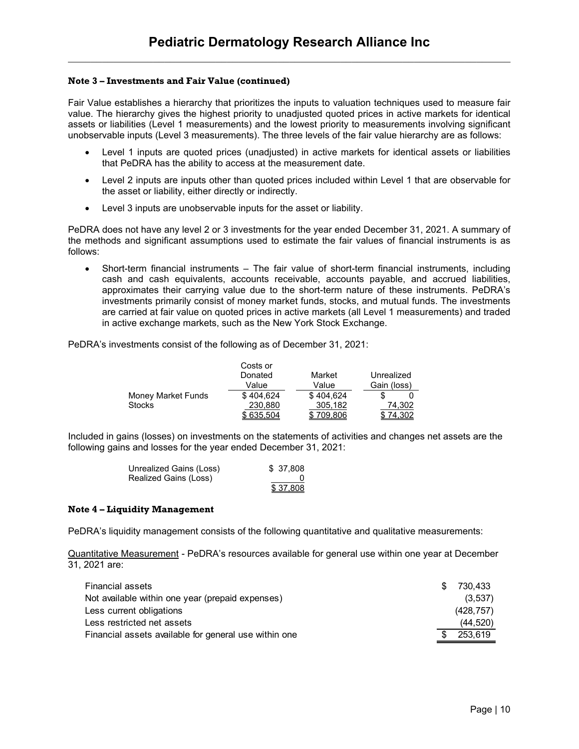### Note 3 – Investments and Fair Value (continued)

Fair Value establishes a hierarchy that prioritizes the inputs to valuation techniques used to measure fair value. The hierarchy gives the highest priority to unadjusted quoted prices in active markets for identical assets or liabilities (Level 1 measurements) and the lowest priority to measurements involving significant unobservable inputs (Level 3 measurements). The three levels of the fair value hierarchy are as follows:

- Level 1 inputs are quoted prices (unadjusted) in active markets for identical assets or liabilities that PeDRA has the ability to access at the measurement date.
- Level 2 inputs are inputs other than quoted prices included within Level 1 that are observable for the asset or liability, either directly or indirectly.
- Level 3 inputs are unobservable inputs for the asset or liability.

PeDRA does not have any level 2 or 3 investments for the year ended December 31, 2021. A summary of the methods and significant assumptions used to estimate the fair values of financial instruments is as follows:

- Short-term financial instruments – The fair value of short-term financial instruments, including cash and cash equivalents, accounts receivable, accounts payable, and accrued liabilities, approximates their carrying value due to the short-term nature of these instruments. PeDRA's investments primarily consist of money market funds, stocks, and mutual funds. The investments are carried at fair value on quoted prices in active markets (all Level 1 measurements) and traded in active exchange markets, such as the New York Stock Exchange.

PeDRA's investments consist of the following as of December 31, 2021:

| | Costs or Donated Value | Market Value | Unrealized Gain (loss) |
|---|---|---|---|
| Money Market Funds | $ 404,624 | $ 404,624 | $ 0 |
| Stocks | 230,880 | 305,182 | 74,302 |
| | $ 635,504 | $ 709,806 | $ 74,302 |

Included in gains (losses) on investments on the statements of activities and changes net assets are the following gains and losses for the year ended December 31, 2021:

| | |
|---|---|
| Unrealized Gains (Loss) | $ 37,808 |
| Realized Gains (Loss) | 0 |
| | $ 37,808 |

### Note 4 – Liquidity Management

PeDRA's liquidity management consists of the following quantitative and qualitative measurements:

Quantitative Measurement - PeDRA's resources available for general use within one year at December 31, 2021 are:

| | |
|---|---|
| Financial assets | $ 730,433 |
| Not available within one year (prepaid expenses) | (3,537) |
| Less current obligations | (428,757) |
| Less restricted net assets | (44,520) |
| Financial assets available for general use within one | $ 253,619 |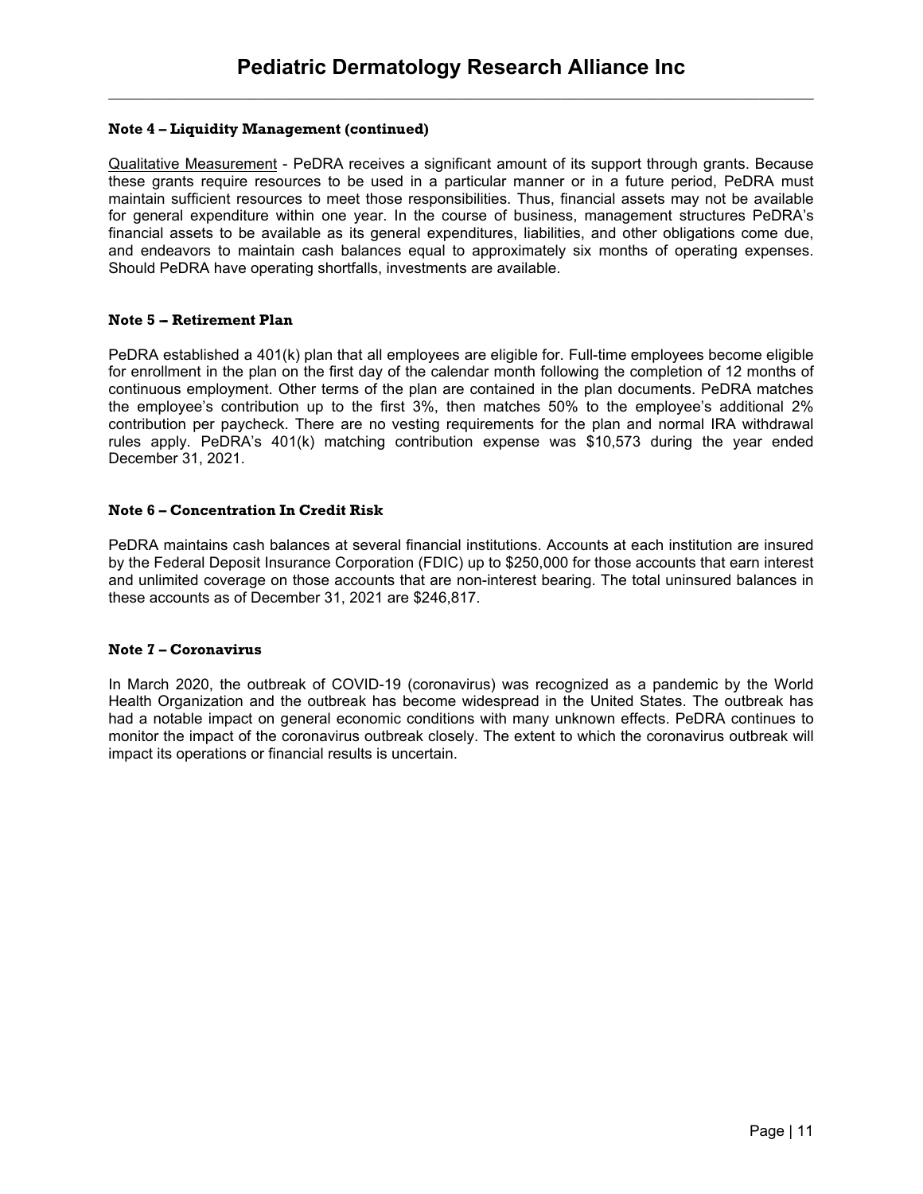#### Note 4 – Liquidity Management (continued)

Qualitative Measurement - PeDRA receives a significant amount of its support through grants. Because these grants require resources to be used in a particular manner or in a future period, PeDRA must maintain sufficient resources to meet those responsibilities. Thus, financial assets may not be available for general expenditure within one year. In the course of business, management structures PeDRA's financial assets to be available as its general expenditures, liabilities, and other obligations come due, and endeavors to maintain cash balances equal to approximately six months of operating expenses. Should PeDRA have operating shortfalls, investments are available.

#### Note 5 – Retirement Plan

PeDRA established a 401(k) plan that all employees are eligible for. Full-time employees become eligible for enrollment in the plan on the first day of the calendar month following the completion of 12 months of continuous employment. Other terms of the plan are contained in the plan documents. PeDRA matches the employee's contribution up to the first 3%, then matches 50% to the employee's additional 2% contribution per paycheck. There are no vesting requirements for the plan and normal IRA withdrawal rules apply. PeDRA's 401(k) matching contribution expense was $10,573 during the year ended December 31, 2021.

#### Note 6 – Concentration In Credit Risk

PeDRA maintains cash balances at several financial institutions. Accounts at each institution are insured by the Federal Deposit Insurance Corporation (FDIC) up to $250,000 for those accounts that earn interest and unlimited coverage on those accounts that are non-interest bearing. The total uninsured balances in these accounts as of December 31, 2021 are $246,817.

#### Note 7 – Coronavirus

In March 2020, the outbreak of COVID-19 (coronavirus) was recognized as a pandemic by the World Health Organization and the outbreak has become widespread in the United States. The outbreak has had a notable impact on general economic conditions with many unknown effects. PeDRA continues to monitor the impact of the coronavirus outbreak closely. The extent to which the coronavirus outbreak will impact its operations or financial results is uncertain.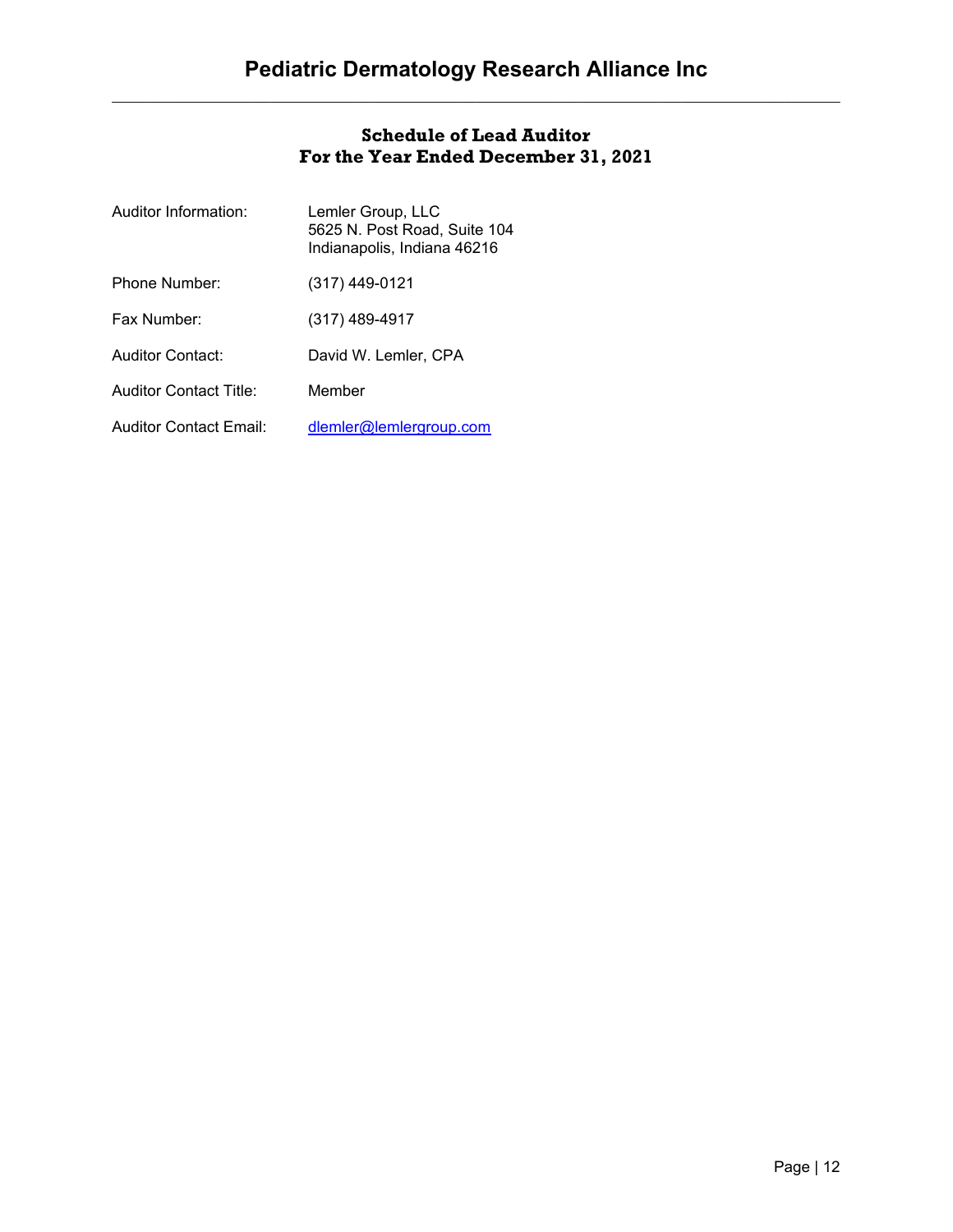## Schedule of Lead Auditor
## For the Year Ended December 31, 2021

| | |
|---|---|
| Auditor Information: | Lemler Group, LLC<br>5625 N. Post Road, Suite 104<br>Indianapolis, Indiana 46216 |
| Phone Number: | (317) 449-0121 |
| Fax Number: | (317) 489-4917 |
| Auditor Contact: | David W. Lemler, CPA |
| Auditor Contact Title: | Member |
| Auditor Contact Email: | dlemler@lemlergroup.com |